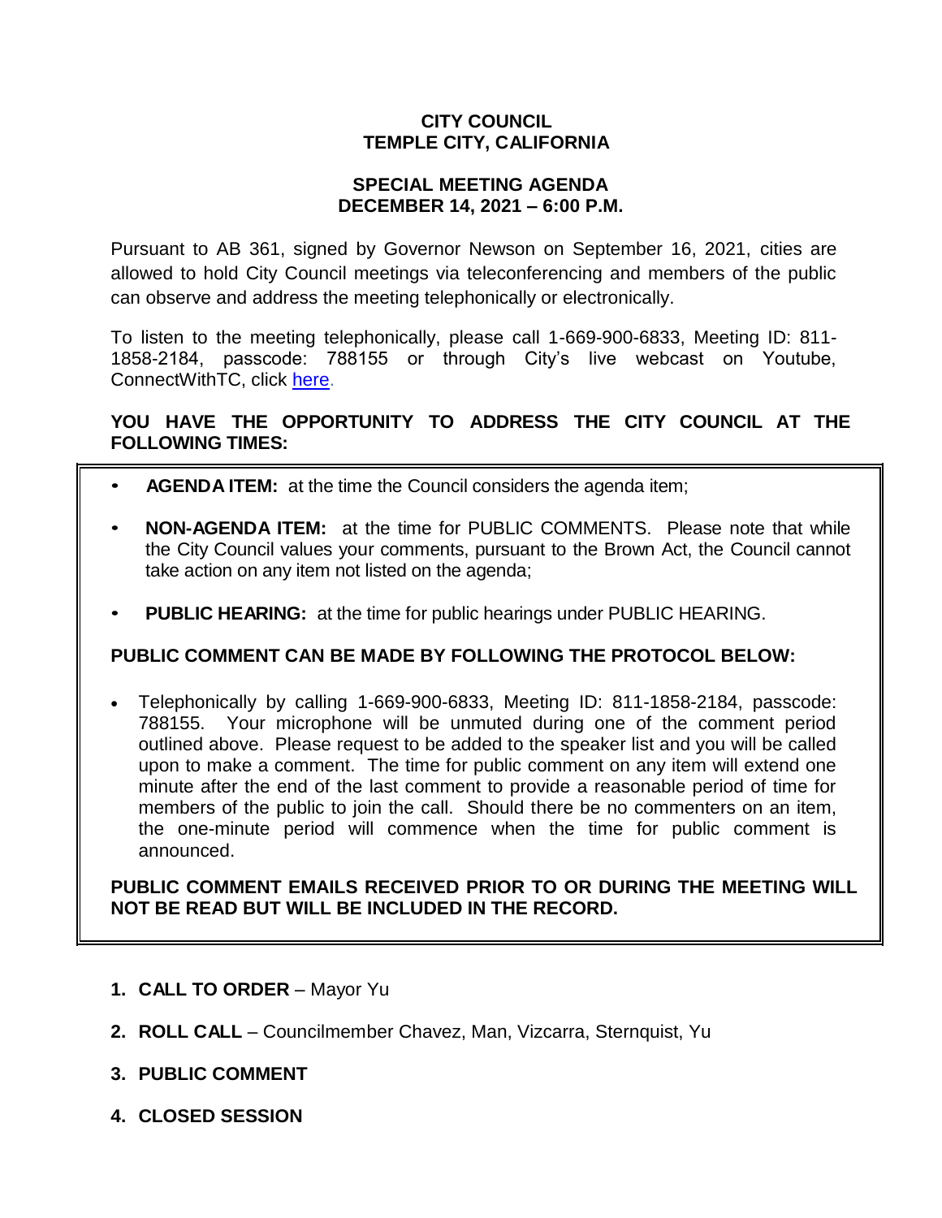# CITY COUNCIL
# TEMPLE CITY, CALIFORNIA

## SPECIAL MEETING AGENDA
## DECEMBER 14, 2021 – 6:00 P.M.

Pursuant to AB 361, signed by Governor Newson on September 16, 2021, cities are allowed to hold City Council meetings via teleconferencing and members of the public can observe and address the meeting telephonically or electronically.

To listen to the meeting telephonically, please call 1-669-900-6833, Meeting ID: 811-1858-2184, passcode: 788155 or through City's live webcast on Youtube, ConnectWithTC, click here.

**YOU HAVE THE OPPORTUNITY TO ADDRESS THE CITY COUNCIL AT THE FOLLOWING TIMES:**

- **AGENDA ITEM:** at the time the Council considers the agenda item;
- **NON-AGENDA ITEM:** at the time for PUBLIC COMMENTS. Please note that while the City Council values your comments, pursuant to the Brown Act, the Council cannot take action on any item not listed on the agenda;
- **PUBLIC HEARING:** at the time for public hearings under PUBLIC HEARING.

**PUBLIC COMMENT CAN BE MADE BY FOLLOWING THE PROTOCOL BELOW:**

- Telephonically by calling 1-669-900-6833, Meeting ID: 811-1858-2184, passcode: 788155. Your microphone will be unmuted during one of the comment period outlined above. Please request to be added to the speaker list and you will be called upon to make a comment. The time for public comment on any item will extend one minute after the end of the last comment to provide a reasonable period of time for members of the public to join the call. Should there be no commenters on an item, the one-minute period will commence when the time for public comment is announced.

**PUBLIC COMMENT EMAILS RECEIVED PRIOR TO OR DURING THE MEETING WILL NOT BE READ BUT WILL BE INCLUDED IN THE RECORD.**

1. **CALL TO ORDER** – Mayor Yu
2. **ROLL CALL** – Councilmember Chavez, Man, Vizcarra, Sternquist, Yu
3. **PUBLIC COMMENT**
4. **CLOSED SESSION**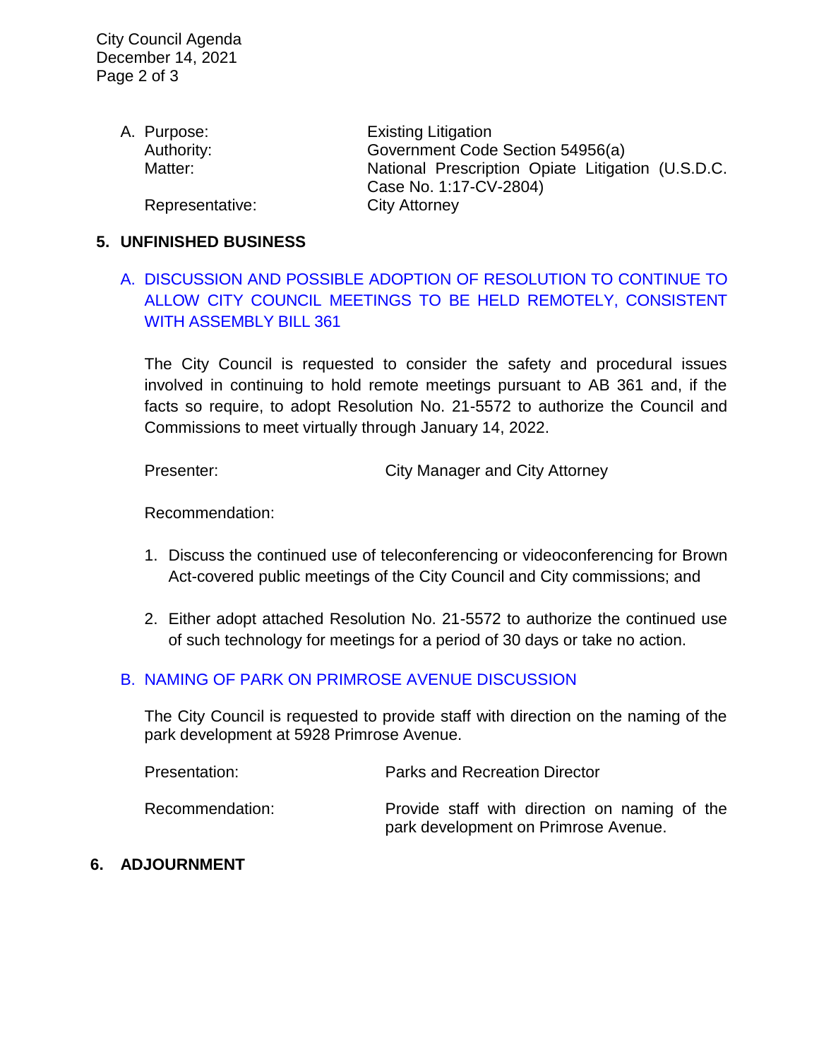A. Purpose: Existing Litigation
   Authority: Government Code Section 54956(a)
   Matter: National Prescription Opiate Litigation (U.S.D.C. Case No. 1:17-CV-2804)
   Representative: City Attorney

## 5. UNFINISHED BUSINESS

### A. DISCUSSION AND POSSIBLE ADOPTION OF RESOLUTION TO CONTINUE TO ALLOW CITY COUNCIL MEETINGS TO BE HELD REMOTELY, CONSISTENT WITH ASSEMBLY BILL 361

The City Council is requested to consider the safety and procedural issues involved in continuing to hold remote meetings pursuant to AB 361 and, if the facts so require, to adopt Resolution No. 21-5572 to authorize the Council and Commissions to meet virtually through January 14, 2022.

Presenter: City Manager and City Attorney

Recommendation:

1. Discuss the continued use of teleconferencing or videoconferencing for Brown Act-covered public meetings of the City Council and City commissions; and

2. Either adopt attached Resolution No. 21-5572 to authorize the continued use of such technology for meetings for a period of 30 days or take no action.

### B. NAMING OF PARK ON PRIMROSE AVENUE DISCUSSION

The City Council is requested to provide staff with direction on the naming of the park development at 5928 Primrose Avenue.

Presentation: Parks and Recreation Director

Recommendation: Provide staff with direction on naming of the park development on Primrose Avenue.

## 6. ADJOURNMENT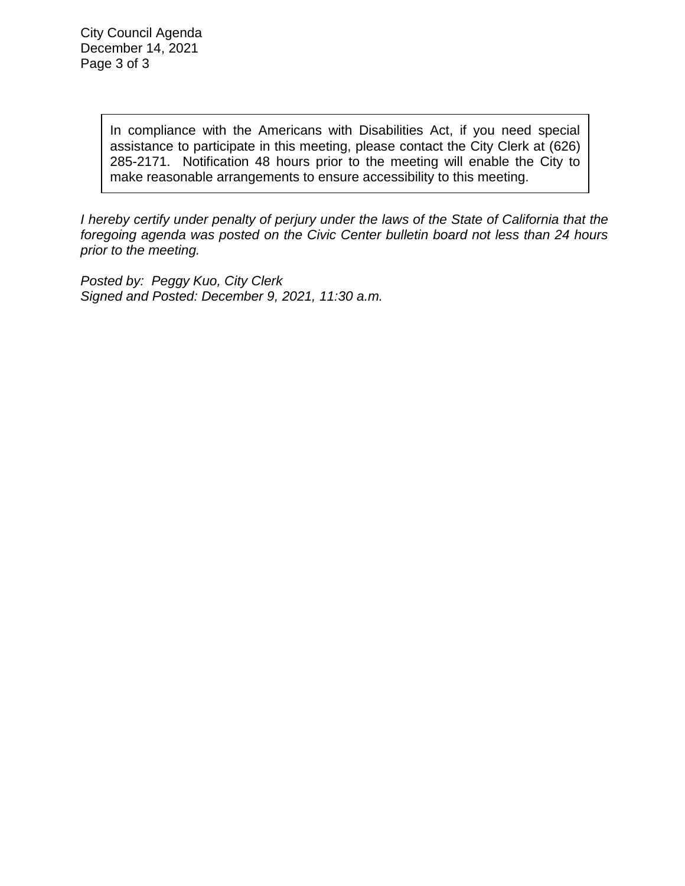> In compliance with the Americans with Disabilities Act, if you need special assistance to participate in this meeting, please contact the City Clerk at (626) 285-2171. Notification 48 hours prior to the meeting will enable the City to make reasonable arrangements to ensure accessibility to this meeting.

*I hereby certify under penalty of perjury under the laws of the State of California that the foregoing agenda was posted on the Civic Center bulletin board not less than 24 hours prior to the meeting.*

*Posted by: Peggy Kuo, City Clerk*
*Signed and Posted: December 9, 2021, 11:30 a.m.*